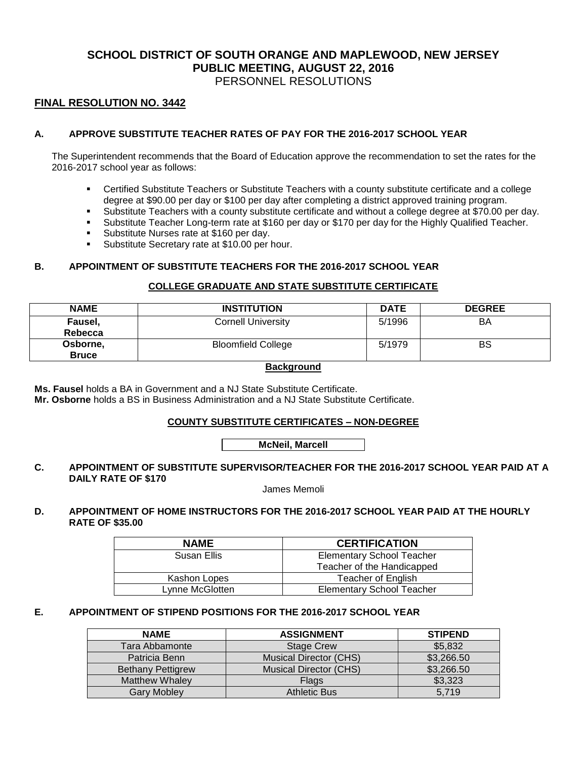# SCHOOL DISTRICT OF SOUTH ORANGE AND MAPLEWOOD, NEW JERSEY
## PUBLIC MEETING, AUGUST 22, 2016
### PERSONNEL RESOLUTIONS

**FINAL RESOLUTION NO. 3442**

### A. APPROVE SUBSTITUTE TEACHER RATES OF PAY FOR THE 2016-2017 SCHOOL YEAR

The Superintendent recommends that the Board of Education approve the recommendation to set the rates for the 2016-2017 school year as follows:

- Certified Substitute Teachers or Substitute Teachers with a county substitute certificate and a college degree at $90.00 per day or $100 per day after completing a district approved training program.
- Substitute Teachers with a county substitute certificate and without a college degree at $70.00 per day.
- Substitute Teacher Long-term rate at $160 per day or $170 per day for the Highly Qualified Teacher.
- Substitute Nurses rate at $160 per day.
- Substitute Secretary rate at $10.00 per hour.

### B. APPOINTMENT OF SUBSTITUTE TEACHERS FOR THE 2016-2017 SCHOOL YEAR

**COLLEGE GRADUATE AND STATE SUBSTITUTE CERTIFICATE**

| NAME | INSTITUTION | DATE | DEGREE |
|---|---|---|---|
| Fausel, Rebecca | Cornell University | 5/1996 | BA |
| Osborne, Bruce | Bloomfield College | 5/1979 | BS |

**Background**

**Ms. Fausel** holds a BA in Government and a NJ State Substitute Certificate.
**Mr. Osborne** holds a BS in Business Administration and a NJ State Substitute Certificate.

**COUNTY SUBSTITUTE CERTIFICATES – NON-DEGREE**

| McNeil, Marcell |
|---|

### C. APPOINTMENT OF SUBSTITUTE SUPERVISOR/TEACHER FOR THE 2016-2017 SCHOOL YEAR PAID AT A DAILY RATE OF $170

James Memoli

### D. APPOINTMENT OF HOME INSTRUCTORS FOR THE 2016-2017 SCHOOL YEAR PAID AT THE HOURLY RATE OF $35.00

| NAME | CERTIFICATION |
|---|---|
| Susan Ellis | Elementary School Teacher<br>Teacher of the Handicapped |
| Kashon Lopes | Teacher of English |
| Lynne McGlotten | Elementary School Teacher |

### E. APPOINTMENT OF STIPEND POSITIONS FOR THE 2016-2017 SCHOOL YEAR

| NAME | ASSIGNMENT | STIPEND |
|---|---|---|
| Tara Abbamonte | Stage Crew | $5,832 |
| Patricia Benn | Musical Director (CHS) | $3,266.50 |
| Bethany Pettigrew | Musical Director (CHS) | $3,266.50 |
| Matthew Whaley | Flags | $3,323 |
| Gary Mobley | Athletic Bus | 5,719 |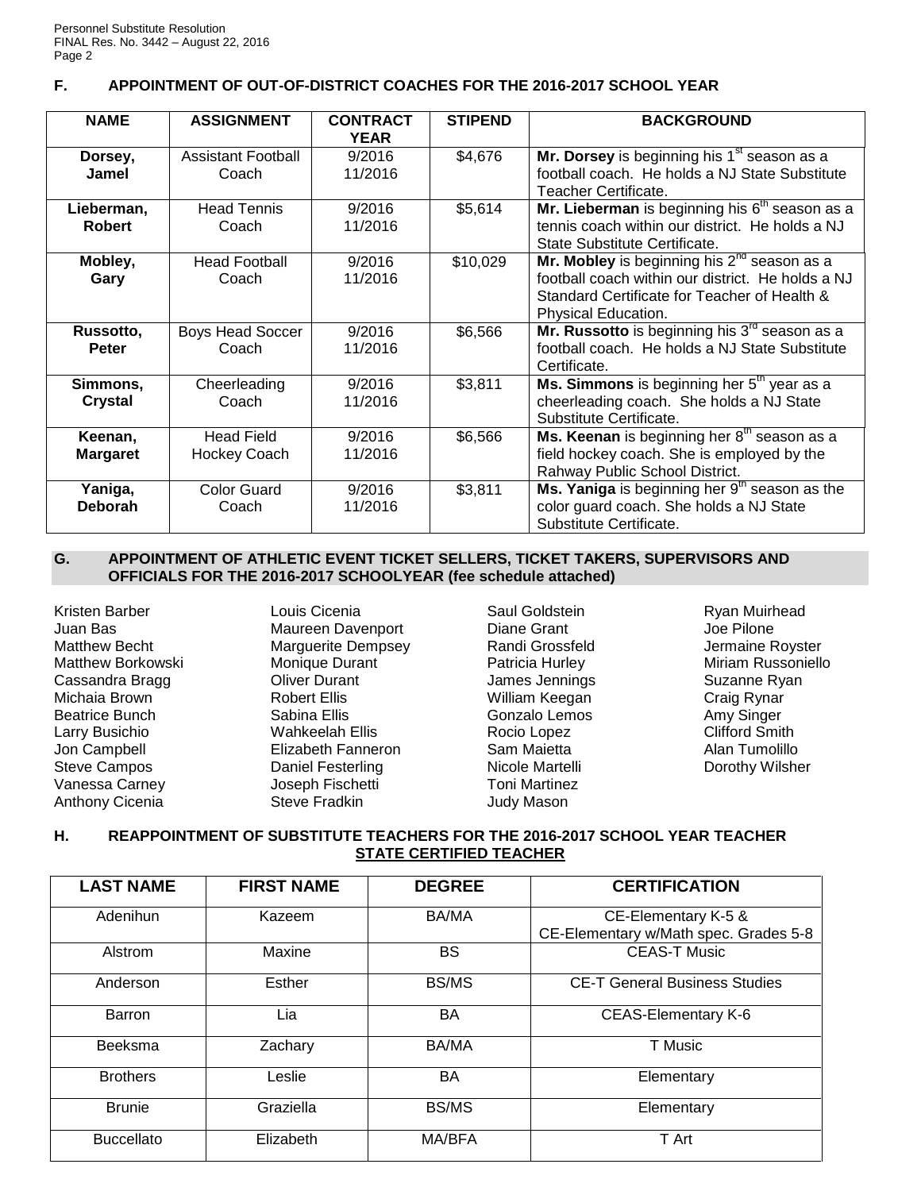## F. APPOINTMENT OF OUT-OF-DISTRICT COACHES FOR THE 2016-2017 SCHOOL YEAR

| NAME | ASSIGNMENT | CONTRACT YEAR | STIPEND | BACKGROUND |
|---|---|---|---|---|
| **Dorsey, Jamel** | Assistant Football Coach | 9/2016 11/2016 | $4,676 | **Mr. Dorsey** is beginning his 1st season as a football coach. He holds a NJ State Substitute Teacher Certificate. |
| **Lieberman, Robert** | Head Tennis Coach | 9/2016 11/2016 | $5,614 | **Mr. Lieberman** is beginning his 6th season as a tennis coach within our district. He holds a NJ State Substitute Certificate. |
| **Mobley, Gary** | Head Football Coach | 9/2016 11/2016 | $10,029 | **Mr. Mobley** is beginning his 2nd season as a football coach within our district. He holds a NJ Standard Certificate for Teacher of Health & Physical Education. |
| **Russotto, Peter** | Boys Head Soccer Coach | 9/2016 11/2016 | $6,566 | **Mr. Russotto** is beginning his 3rd season as a football coach. He holds a NJ State Substitute Certificate. |
| **Simmons, Crystal** | Cheerleading Coach | 9/2016 11/2016 | $3,811 | **Ms. Simmons** is beginning her 5th year as a cheerleading coach. She holds a NJ State Substitute Certificate. |
| **Keenan, Margaret** | Head Field Hockey Coach | 9/2016 11/2016 | $6,566 | **Ms. Keenan** is beginning her 8th season as a field hockey coach. She is employed by the Rahway Public School District. |
| **Yaniga, Deborah** | Color Guard Coach | 9/2016 11/2016 | $3,811 | **Ms. Yaniga** is beginning her 9th season as the color guard coach. She holds a NJ State Substitute Certificate. |

## G. APPOINTMENT OF ATHLETIC EVENT TICKET SELLERS, TICKET TAKERS, SUPERVISORS AND OFFICIALS FOR THE 2016-2017 SCHOOLYEAR (fee schedule attached)

Kristen Barber
Juan Bas
Matthew Becht
Matthew Borkowski
Cassandra Bragg
Michaia Brown
Beatrice Bunch
Larry Busichio
Jon Campbell
Steve Campos
Vanessa Carney
Anthony Cicenia
Louis Cicenia
Maureen Davenport
Marguerite Dempsey
Monique Durant
Oliver Durant
Robert Ellis
Sabina Ellis
Wahkeelah Ellis
Elizabeth Fanneron
Daniel Festerling
Joseph Fischetti
Steve Fradkin
Saul Goldstein
Diane Grant
Randi Grossfeld
Patricia Hurley
James Jennings
William Keegan
Gonzalo Lemos
Rocio Lopez
Sam Maietta
Nicole Martelli
Toni Martinez
Judy Mason
Ryan Muirhead
Joe Pilone
Jermaine Royster
Miriam Russoniello
Suzanne Ryan
Craig Rynar
Amy Singer
Clifford Smith
Alan Tumolillo
Dorothy Wilsher

## H. REAPPOINTMENT OF SUBSTITUTE TEACHERS FOR THE 2016-2017 SCHOOL YEAR TEACHER

**STATE CERTIFIED TEACHER**

| LAST NAME | FIRST NAME | DEGREE | CERTIFICATION |
|---|---|---|---|
| Adenihun | Kazeem | BA/MA | CE-Elementary K-5 & CE-Elementary w/Math spec. Grades 5-8 |
| Alstrom | Maxine | BS | CEAS-T Music |
| Anderson | Esther | BS/MS | CE-T General Business Studies |
| Barron | Lia | BA | CEAS-Elementary K-6 |
| Beeksma | Zachary | BA/MA | T Music |
| Brothers | Leslie | BA | Elementary |
| Brunie | Graziella | BS/MS | Elementary |
| Buccellato | Elizabeth | MA/BFA | T Art |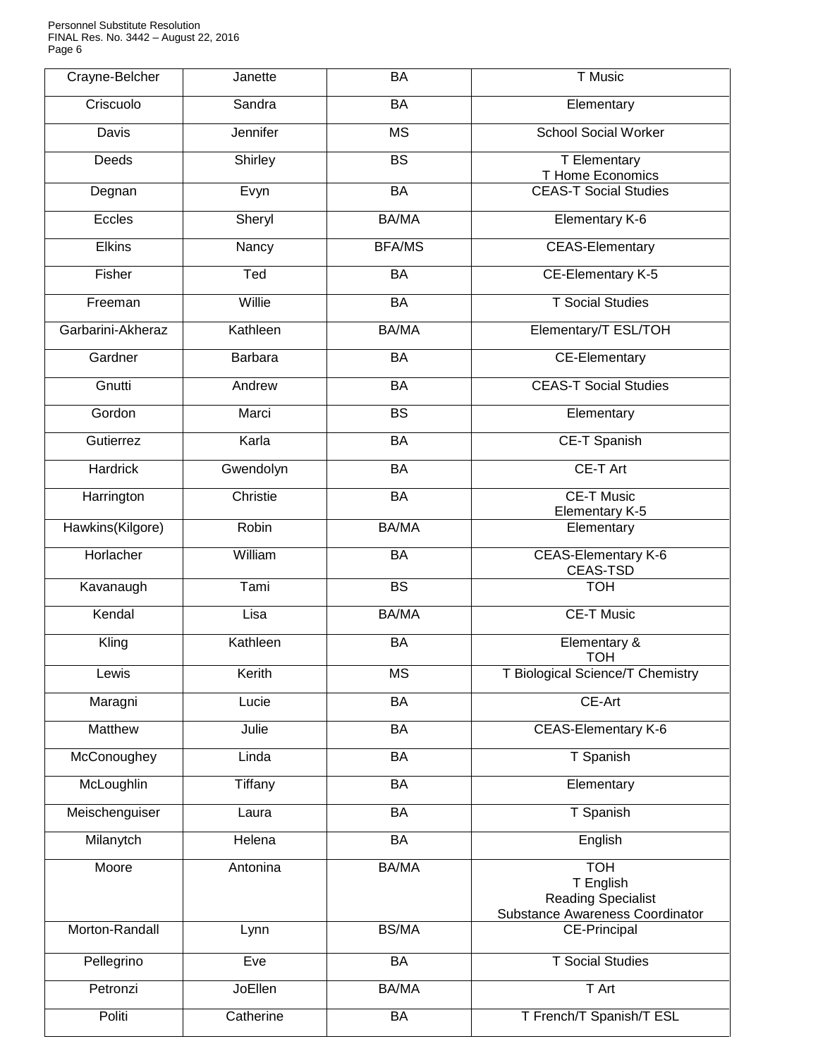| Crayne-Belcher | Janette | BA | T Music |
|---|---|---|---|
| Criscuolo | Sandra | BA | Elementary |
| Davis | Jennifer | MS | School Social Worker |
| Deeds | Shirley | BS | T Elementary<br>T Home Economics |
| Degnan | Evyn | BA | CEAS-T Social Studies |
| Eccles | Sheryl | BA/MA | Elementary K-6 |
| Elkins | Nancy | BFA/MS | CEAS-Elementary |
| Fisher | Ted | BA | CE-Elementary K-5 |
| Freeman | Willie | BA | T Social Studies |
| Garbarini-Akheraz | Kathleen | BA/MA | Elementary/T ESL/TOH |
| Gardner | Barbara | BA | CE-Elementary |
| Gnutti | Andrew | BA | CEAS-T Social Studies |
| Gordon | Marci | BS | Elementary |
| Gutierrez | Karla | BA | CE-T Spanish |
| Hardrick | Gwendolyn | BA | CE-T Art |
| Harrington | Christie | BA | CE-T Music<br>Elementary K-5 |
| Hawkins(Kilgore) | Robin | BA/MA | Elementary |
| Horlacher | William | BA | CEAS-Elementary K-6<br>CEAS-TSD |
| Kavanaugh | Tami | BS | TOH |
| Kendal | Lisa | BA/MA | CE-T Music |
| Kling | Kathleen | BA | Elementary &<br>TOH |
| Lewis | Kerith | MS | T Biological Science/T Chemistry |
| Maragni | Lucie | BA | CE-Art |
| Matthew | Julie | BA | CEAS-Elementary K-6 |
| McConoughey | Linda | BA | T Spanish |
| McLoughlin | Tiffany | BA | Elementary |
| Meischenguiser | Laura | BA | T Spanish |
| Milanytch | Helena | BA | English |
| Moore | Antonina | BA/MA | TOH<br>T English<br>Reading Specialist<br>Substance Awareness Coordinator |
| Morton-Randall | Lynn | BS/MA | CE-Principal |
| Pellegrino | Eve | BA | T Social Studies |
| Petronzi | JoEllen | BA/MA | T Art |
| Politi | Catherine | BA | T French/T Spanish/T ESL |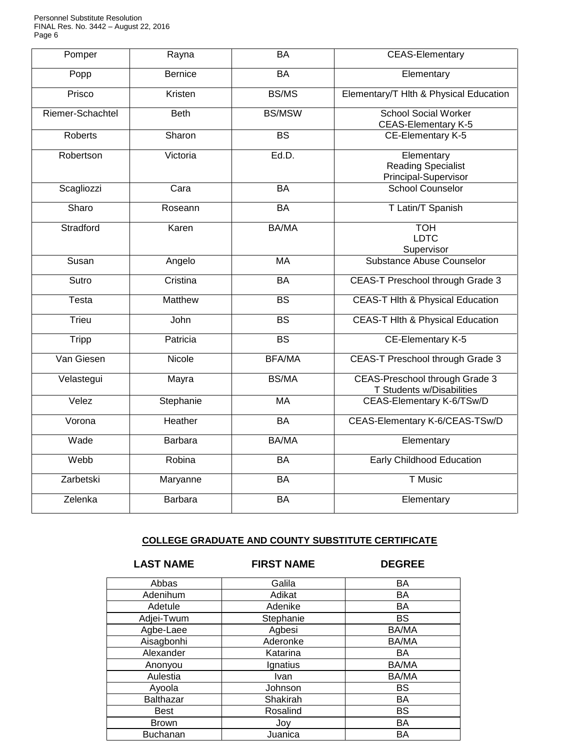| | | | |
|---|---|---|---|
| Pomper | Rayna | BA | CEAS-Elementary |
| Popp | Bernice | BA | Elementary |
| Prisco | Kristen | BS/MS | Elementary/T Hlth & Physical Education |
| Riemer-Schachtel | Beth | BS/MSW | School Social Worker<br>CEAS-Elementary K-5 |
| Roberts | Sharon | BS | CE-Elementary K-5 |
| Robertson | Victoria | Ed.D. | Elementary<br>Reading Specialist<br>Principal-Supervisor |
| Scagliozzi | Cara | BA | School Counselor |
| Sharo | Roseann | BA | T Latin/T Spanish |
| Stradford | Karen | BA/MA | TOH<br>LDTC<br>Supervisor |
| Susan | Angelo | MA | Substance Abuse Counselor |
| Sutro | Cristina | BA | CEAS-T Preschool through Grade 3 |
| Testa | Matthew | BS | CEAS-T Hlth & Physical Education |
| Trieu | John | BS | CEAS-T Hlth & Physical Education |
| Tripp | Patricia | BS | CE-Elementary K-5 |
| Van Giesen | Nicole | BFA/MA | CEAS-T Preschool through Grade 3 |
| Velastegui | Mayra | BS/MA | CEAS-Preschool through Grade 3<br>T Students w/Disabilities |
| Velez | Stephanie | MA | CEAS-Elementary K-6/TSw/D |
| Vorona | Heather | BA | CEAS-Elementary K-6/CEAS-TSw/D |
| Wade | Barbara | BA/MA | Elementary |
| Webb | Robina | BA | Early Childhood Education |
| Zarbetski | Maryanne | BA | T Music |
| Zelenka | Barbara | BA | Elementary |

**COLLEGE GRADUATE AND COUNTY SUBSTITUTE CERTIFICATE**

| LAST NAME | FIRST NAME | DEGREE |
|---|---|---|
| Abbas | Galila | BA |
| Adenihum | Adikat | BA |
| Adetule | Adenike | BA |
| Adjei-Twum | Stephanie | BS |
| Agbe-Laee | Agbesi | BA/MA |
| Aisagbonhi | Aderonke | BA/MA |
| Alexander | Katarina | BA |
| Anonyou | Ignatius | BA/MA |
| Aulestia | Ivan | BA/MA |
| Ayoola | Johnson | BS |
| Balthazar | Shakirah | BA |
| Best | Rosalind | BS |
| Brown | Joy | BA |
| Buchanan | Juanica | BA |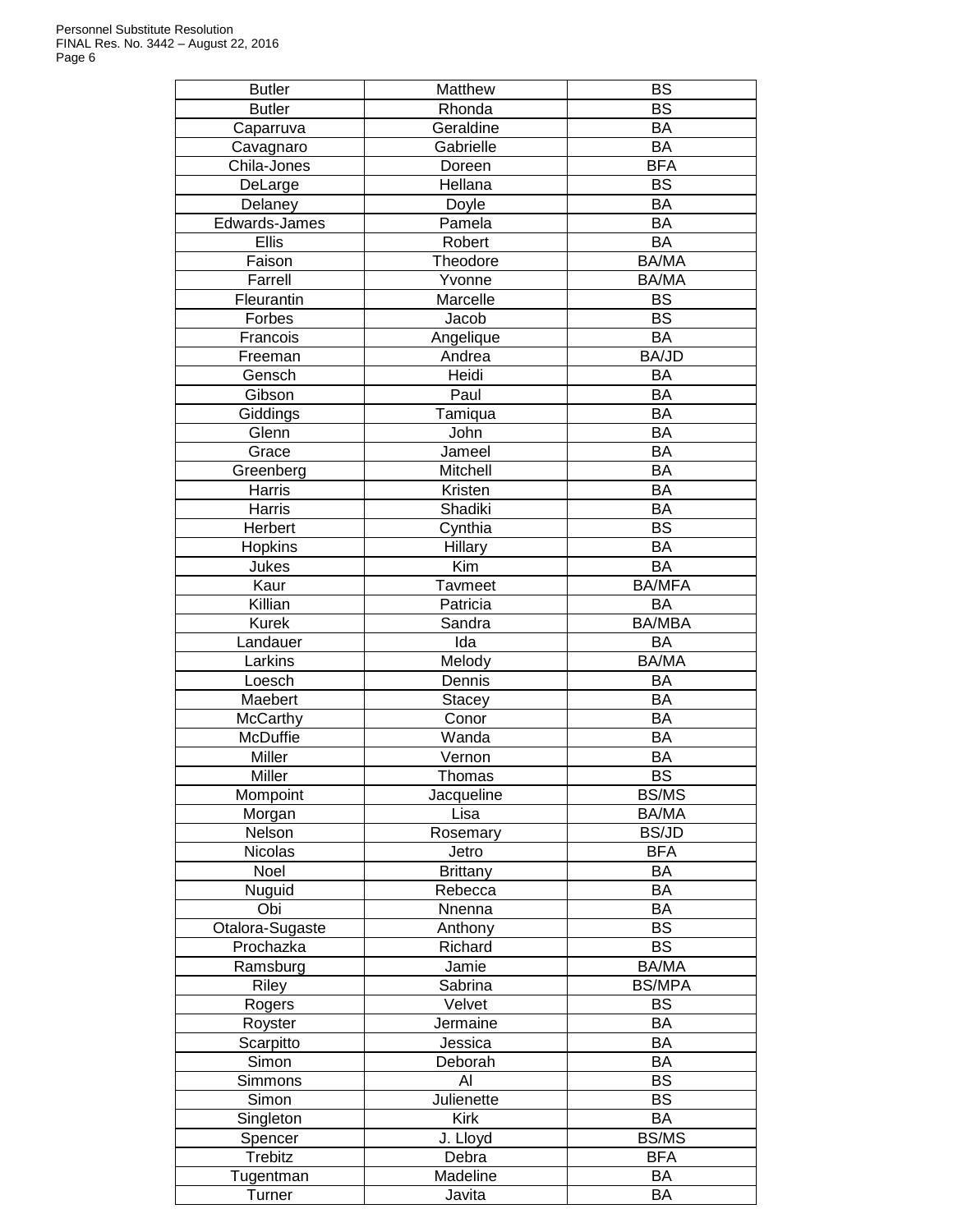| Butler | Matthew | BS |
|---|---|---|
| Butler | Rhonda | BS |
| Caparruva | Geraldine | BA |
| Cavagnaro | Gabrielle | BA |
| Chila-Jones | Doreen | BFA |
| DeLarge | Hellana | BS |
| Delaney | Doyle | BA |
| Edwards-James | Pamela | BA |
| Ellis | Robert | BA |
| Faison | Theodore | BA/MA |
| Farrell | Yvonne | BA/MA |
| Fleurantin | Marcelle | BS |
| Forbes | Jacob | BS |
| Francois | Angelique | BA |
| Freeman | Andrea | BA/JD |
| Gensch | Heidi | BA |
| Gibson | Paul | BA |
| Giddings | Tamiqua | BA |
| Glenn | John | BA |
| Grace | Jameel | BA |
| Greenberg | Mitchell | BA |
| Harris | Kristen | BA |
| Harris | Shadiki | BA |
| Herbert | Cynthia | BS |
| Hopkins | Hillary | BA |
| Jukes | Kim | BA |
| Kaur | Tavmeet | BA/MFA |
| Killian | Patricia | BA |
| Kurek | Sandra | BA/MBA |
| Landauer | Ida | BA |
| Larkins | Melody | BA/MA |
| Loesch | Dennis | BA |
| Maebert | Stacey | BA |
| McCarthy | Conor | BA |
| McDuffie | Wanda | BA |
| Miller | Vernon | BA |
| Miller | Thomas | BS |
| Mompoint | Jacqueline | BS/MS |
| Morgan | Lisa | BA/MA |
| Nelson | Rosemary | BS/JD |
| Nicolas | Jetro | BFA |
| Noel | Brittany | BA |
| Nuguid | Rebecca | BA |
| Obi | Nnenna | BA |
| Otalora-Sugaste | Anthony | BS |
| Prochazka | Richard | BS |
| Ramsburg | Jamie | BA/MA |
| Riley | Sabrina | BS/MPA |
| Rogers | Velvet | BS |
| Royster | Jermaine | BA |
| Scarpitto | Jessica | BA |
| Simon | Deborah | BA |
| Simmons | Al | BS |
| Simon | Julienette | BS |
| Singleton | Kirk | BA |
| Spencer | J. Lloyd | BS/MS |
| Trebitz | Debra | BFA |
| Tugentman | Madeline | BA |
| Turner | Javita | BA |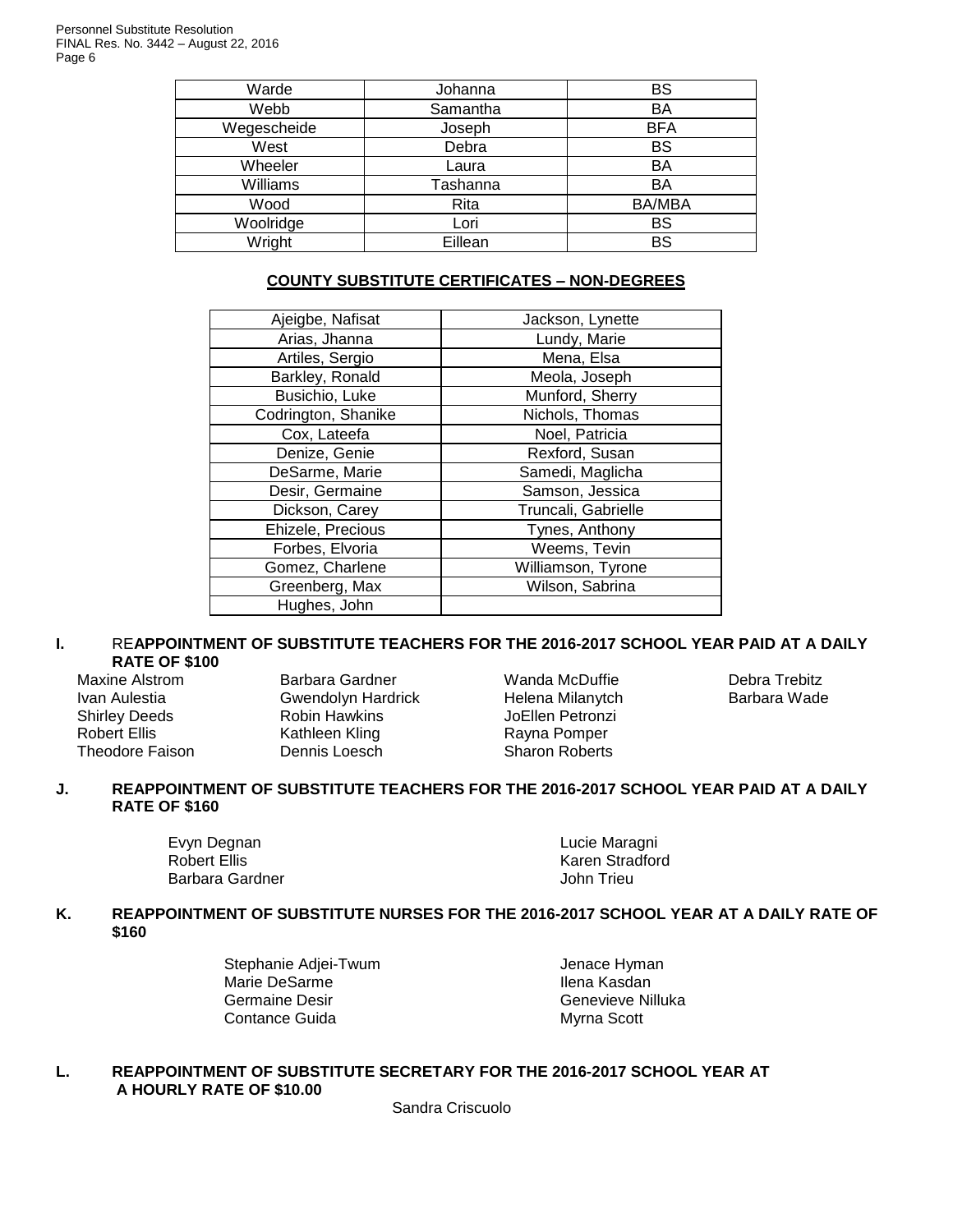| | | |
|---|---|---|
| Warde | Johanna | BS |
| Webb | Samantha | BA |
| Wegescheide | Joseph | BFA |
| West | Debra | BS |
| Wheeler | Laura | BA |
| Williams | Tashanna | BA |
| Wood | Rita | BA/MBA |
| Woolridge | Lori | BS |
| Wright | Eillean | BS |

**COUNTY SUBSTITUTE CERTIFICATES – NON-DEGREES**

| | |
|---|---|
| Ajeigbe, Nafisat | Jackson, Lynette |
| Arias, Jhanna | Lundy, Marie |
| Artiles, Sergio | Mena, Elsa |
| Barkley, Ronald | Meola, Joseph |
| Busichio, Luke | Munford, Sherry |
| Codrington, Shanike | Nichols, Thomas |
| Cox, Lateefa | Noel, Patricia |
| Denize, Genie | Rexford, Susan |
| DeSarme, Marie | Samedi, Maglicha |
| Desir, Germaine | Samson, Jessica |
| Dickson, Carey | Truncali, Gabrielle |
| Ehizele, Precious | Tynes, Anthony |
| Forbes, Elvoria | Weems, Tevin |
| Gomez, Charlene | Williamson, Tyrone |
| Greenberg, Max | Wilson, Sabrina |
| Hughes, John | |

**I. REAPPOINTMENT OF SUBSTITUTE TEACHERS FOR THE 2016-2017 SCHOOL YEAR PAID AT A DAILY RATE OF $100**

| | | | |
|---|---|---|---|
| Maxine Alstrom | Barbara Gardner | Wanda McDuffie | Debra Trebitz |
| Ivan Aulestia | Gwendolyn Hardrick | Helena Milanytch | Barbara Wade |
| Shirley Deeds | Robin Hawkins | JoEllen Petronzi | |
| Robert Ellis | Kathleen Kling | Rayna Pomper | |
| Theodore Faison | Dennis Loesch | Sharon Roberts | |

**J. REAPPOINTMENT OF SUBSTITUTE TEACHERS FOR THE 2016-2017 SCHOOL YEAR PAID AT A DAILY RATE OF $160**

| | |
|---|---|
| Evyn Degnan | Lucie Maragni |
| Robert Ellis | Karen Stradford |
| Barbara Gardner | John Trieu |

**K. REAPPOINTMENT OF SUBSTITUTE NURSES FOR THE 2016-2017 SCHOOL YEAR AT A DAILY RATE OF $160**

| | |
|---|---|
| Stephanie Adjei-Twum | Jenace Hyman |
| Marie DeSarme | Ilena Kasdan |
| Germaine Desir | Genevieve Nilluka |
| Contance Guida | Myrna Scott |

**L. REAPPOINTMENT OF SUBSTITUTE SECRETARY FOR THE 2016-2017 SCHOOL YEAR AT A HOURLY RATE OF $10.00**

Sandra Criscuolo